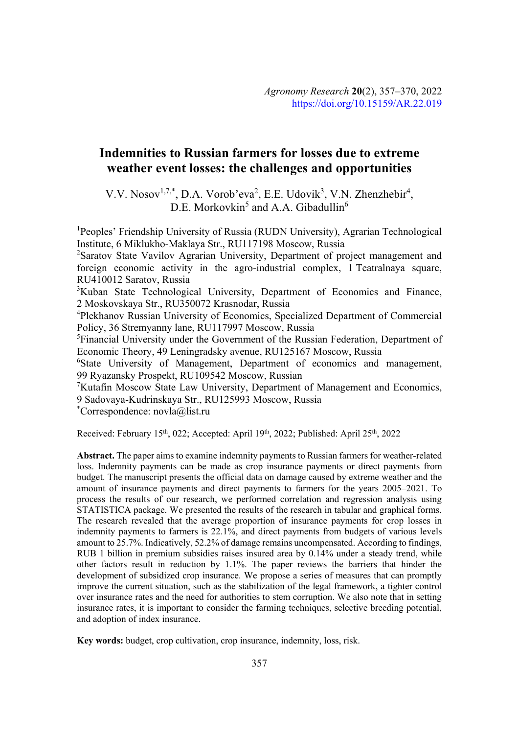*Agronomy Research* **20**(2), 357–370, 2022
https://doi.org/10.15159/AR.22.019

# Indemnities to Russian farmers for losses due to extreme weather event losses: the challenges and opportunities

V.V. Nosov[1,7,*], D.A. Vorob'eva[2], E.E. Udovik[3], V.N. Zhenzhebir[4], D.E. Morkovkin[5] and A.A. Gibadullin[6]

[1]Peoples' Friendship University of Russia (RUDN University), Agrarian Technological Institute, 6 Miklukho-Maklaya Str., RU117198 Moscow, Russia
[2]Saratov State Vavilov Agrarian University, Department of project management and foreign economic activity in the agro-industrial complex, 1 Teatralnaya square, RU410012 Saratov, Russia
[3]Kuban State Technological University, Department of Economics and Finance, 2 Moskovskaya Str., RU350072 Krasnodar, Russia
[4]Plekhanov Russian University of Economics, Specialized Department of Commercial Policy, 36 Stremyanny lane, RU117997 Moscow, Russia
[5]Financial University under the Government of the Russian Federation, Department of Economic Theory, 49 Leningradsky avenue, RU125167 Moscow, Russia
[6]State University of Management, Department of economics and management, 99 Ryazansky Prospekt, RU109542 Moscow, Russian
[7]Kutafin Moscow State Law University, Department of Management and Economics, 9 Sadovaya-Kudrinskaya Str., RU125993 Moscow, Russia
[*]Correspondence: novla@list.ru

Received: February 15th, 022; Accepted: April 19th, 2022; Published: April 25th, 2022

**Abstract.** The paper aims to examine indemnity payments to Russian farmers for weather-related loss. Indemnity payments can be made as crop insurance payments or direct payments from budget. The manuscript presents the official data on damage caused by extreme weather and the amount of insurance payments and direct payments to farmers for the years 2005–2021. To process the results of our research, we performed correlation and regression analysis using STATISTICA package. We presented the results of the research in tabular and graphical forms. The research revealed that the average proportion of insurance payments for crop losses in indemnity payments to farmers is 22.1%, and direct payments from budgets of various levels amount to 25.7%. Indicatively, 52.2% of damage remains uncompensated. According to findings, RUB 1 billion in premium subsidies raises insured area by 0.14% under a steady trend, while other factors result in reduction by 1.1%. The paper reviews the barriers that hinder the development of subsidized crop insurance. We propose a series of measures that can promptly improve the current situation, such as the stabilization of the legal framework, a tighter control over insurance rates and the need for authorities to stem corruption. We also note that in setting insurance rates, it is important to consider the farming techniques, selective breeding potential, and adoption of index insurance.

**Key words:** budget, crop cultivation, crop insurance, indemnity, loss, risk.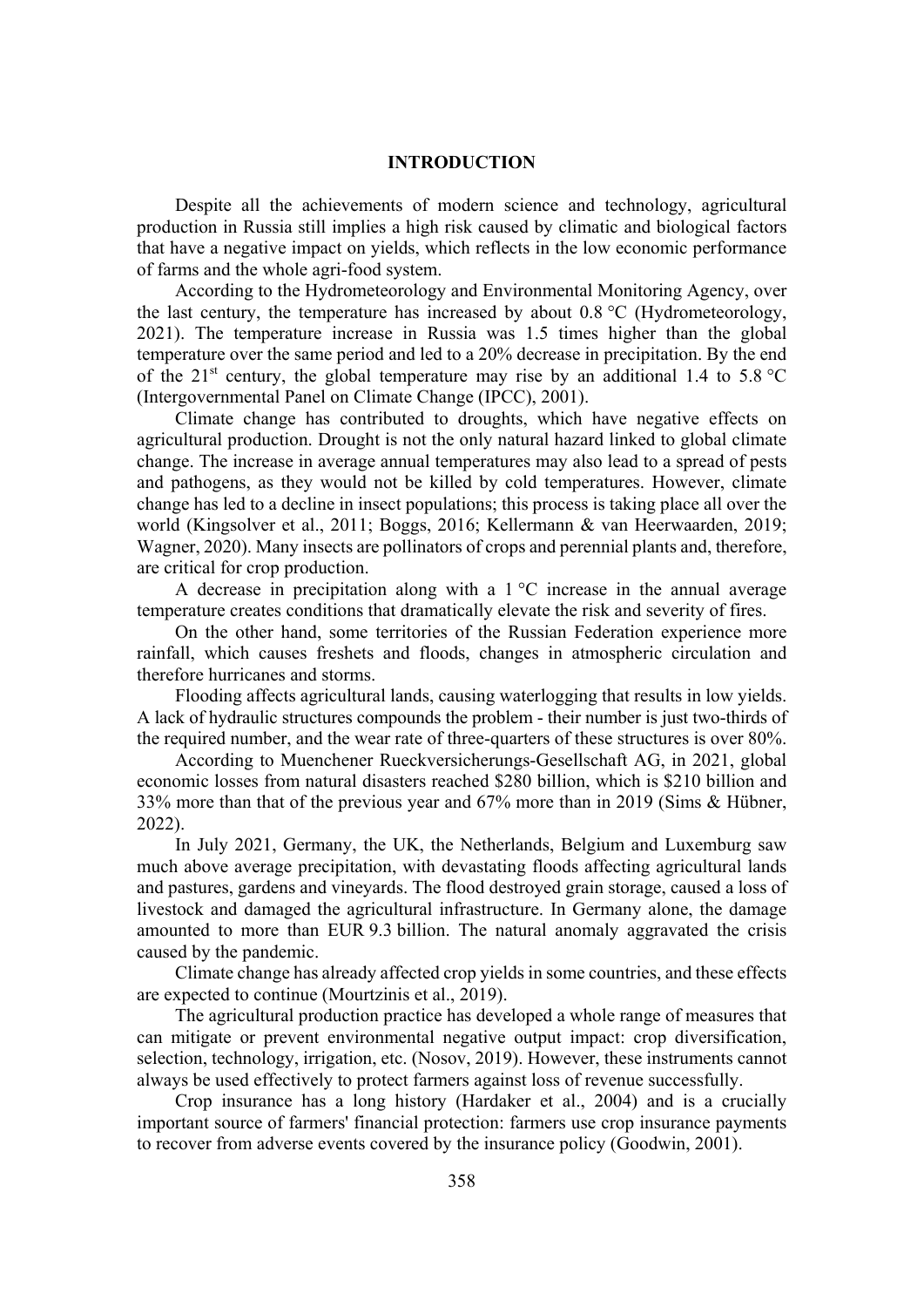## INTRODUCTION

Despite all the achievements of modern science and technology, agricultural production in Russia still implies a high risk caused by climatic and biological factors that have a negative impact on yields, which reflects in the low economic performance of farms and the whole agri-food system.

According to the Hydrometeorology and Environmental Monitoring Agency, over the last century, the temperature has increased by about 0.8 °C (Hydrometeorology, 2021). The temperature increase in Russia was 1.5 times higher than the global temperature over the same period and led to a 20% decrease in precipitation. By the end of the 21st century, the global temperature may rise by an additional 1.4 to 5.8 °C (Intergovernmental Panel on Climate Change (IPCC), 2001).

Climate change has contributed to droughts, which have negative effects on agricultural production. Drought is not the only natural hazard linked to global climate change. The increase in average annual temperatures may also lead to a spread of pests and pathogens, as they would not be killed by cold temperatures. However, climate change has led to a decline in insect populations; this process is taking place all over the world (Kingsolver et al., 2011; Boggs, 2016; Kellermann & van Heerwaarden, 2019; Wagner, 2020). Many insects are pollinators of crops and perennial plants and, therefore, are critical for crop production.

A decrease in precipitation along with a 1 °C increase in the annual average temperature creates conditions that dramatically elevate the risk and severity of fires.

On the other hand, some territories of the Russian Federation experience more rainfall, which causes freshets and floods, changes in atmospheric circulation and therefore hurricanes and storms.

Flooding affects agricultural lands, causing waterlogging that results in low yields. A lack of hydraulic structures compounds the problem - their number is just two-thirds of the required number, and the wear rate of three-quarters of these structures is over 80%.

According to Muenchener Rueckversicherungs-Gesellschaft AG, in 2021, global economic losses from natural disasters reached $280 billion, which is $210 billion and 33% more than that of the previous year and 67% more than in 2019 (Sims & Hübner, 2022).

In July 2021, Germany, the UK, the Netherlands, Belgium and Luxemburg saw much above average precipitation, with devastating floods affecting agricultural lands and pastures, gardens and vineyards. The flood destroyed grain storage, caused a loss of livestock and damaged the agricultural infrastructure. In Germany alone, the damage amounted to more than EUR 9.3 billion. The natural anomaly aggravated the crisis caused by the pandemic.

Climate change has already affected crop yields in some countries, and these effects are expected to continue (Mourtzinis et al., 2019).

The agricultural production practice has developed a whole range of measures that can mitigate or prevent environmental negative output impact: crop diversification, selection, technology, irrigation, etc. (Nosov, 2019). However, these instruments cannot always be used effectively to protect farmers against loss of revenue successfully.

Crop insurance has a long history (Hardaker et al., 2004) and is a crucially important source of farmers' financial protection: farmers use crop insurance payments to recover from adverse events covered by the insurance policy (Goodwin, 2001).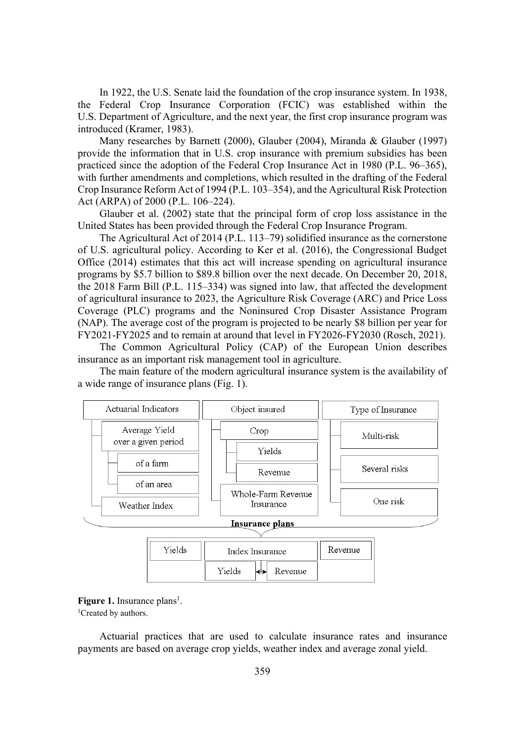In 1922, the U.S. Senate laid the foundation of the crop insurance system. In 1938, the Federal Crop Insurance Corporation (FCIC) was established within the U.S. Department of Agriculture, and the next year, the first crop insurance program was introduced (Kramer, 1983).

Many researches by Barnett (2000), Glauber (2004), Miranda & Glauber (1997) provide the information that in U.S. crop insurance with premium subsidies has been practiced since the adoption of the Federal Crop Insurance Act in 1980 (P.L. 96–365), with further amendments and completions, which resulted in the drafting of the Federal Crop Insurance Reform Act of 1994 (P.L. 103–354), and the Agricultural Risk Protection Act (ARPA) of 2000 (P.L. 106–224).

Glauber et al. (2002) state that the principal form of crop loss assistance in the United States has been provided through the Federal Crop Insurance Program.

The Agricultural Act of 2014 (P.L. 113–79) solidified insurance as the cornerstone of U.S. agricultural policy. According to Ker et al. (2016), the Congressional Budget Office (2014) estimates that this act will increase spending on agricultural insurance programs by \$5.7 billion to \$89.8 billion over the next decade. On December 20, 2018, the 2018 Farm Bill (P.L. 115–334) was signed into law, that affected the development of agricultural insurance to 2023, the Agriculture Risk Coverage (ARC) and Price Loss Coverage (PLC) programs and the Noninsured Crop Disaster Assistance Program (NAP). The average cost of the program is projected to be nearly \$8 billion per year for FY2021-FY2025 and to remain at around that level in FY2026-FY2030 (Rosch, 2021).

The Common Agricultural Policy (CAP) of the European Union describes insurance as an important risk management tool in agriculture.

The main feature of the modern agricultural insurance system is the availability of a wide range of insurance plans (Fig. 1).

- Actuarial Indicators
  - Average Yield over a given period
    - of a farm
    - of an area
  - Weather Index
- Object insured
  - Crop
    - Yields
    - Revenue
  - Whole-Farm Revenue Insurance
- Type of Insurance
  - Multi-risk
  - Several risks
  - One risk

**Insurance plans**

- Yields
- Index Insurance
  - Yields ↔ Revenue
- Revenue

**Figure 1.** Insurance plans[1].

[1]Created by authors.

Actuarial practices that are used to calculate insurance rates and insurance payments are based on average crop yields, weather index and average zonal yield.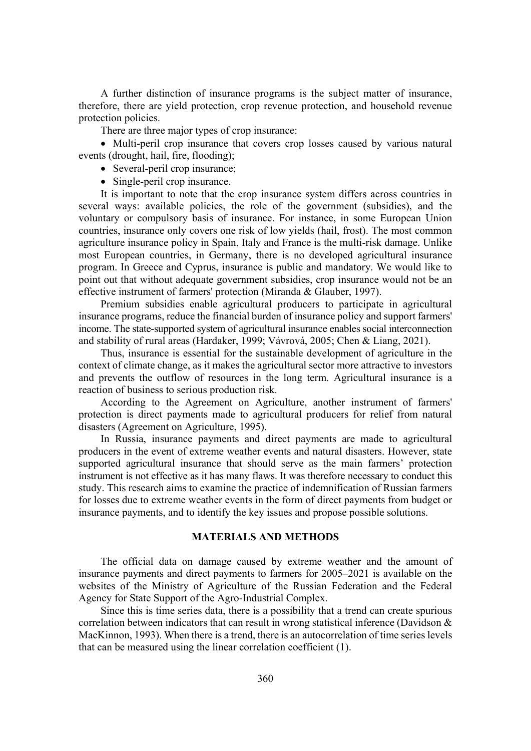A further distinction of insurance programs is the subject matter of insurance, therefore, there are yield protection, crop revenue protection, and household revenue protection policies.

There are three major types of crop insurance:

- Multi-peril crop insurance that covers crop losses caused by various natural events (drought, hail, fire, flooding);
- Several-peril crop insurance;
- Single-peril crop insurance.

It is important to note that the crop insurance system differs across countries in several ways: available policies, the role of the government (subsidies), and the voluntary or compulsory basis of insurance. For instance, in some European Union countries, insurance only covers one risk of low yields (hail, frost). The most common agriculture insurance policy in Spain, Italy and France is the multi-risk damage. Unlike most European countries, in Germany, there is no developed agricultural insurance program. In Greece and Cyprus, insurance is public and mandatory. We would like to point out that without adequate government subsidies, crop insurance would not be an effective instrument of farmers' protection (Miranda & Glauber, 1997).

Premium subsidies enable agricultural producers to participate in agricultural insurance programs, reduce the financial burden of insurance policy and support farmers' income. The state-supported system of agricultural insurance enables social interconnection and stability of rural areas (Hardaker, 1999; Vávrová, 2005; Chen & Liang, 2021).

Thus, insurance is essential for the sustainable development of agriculture in the context of climate change, as it makes the agricultural sector more attractive to investors and prevents the outflow of resources in the long term. Agricultural insurance is a reaction of business to serious production risk.

According to the Agreement on Agriculture, another instrument of farmers' protection is direct payments made to agricultural producers for relief from natural disasters (Agreement on Agriculture, 1995).

In Russia, insurance payments and direct payments are made to agricultural producers in the event of extreme weather events and natural disasters. However, state supported agricultural insurance that should serve as the main farmers' protection instrument is not effective as it has many flaws. It was therefore necessary to conduct this study. This research aims to examine the practice of indemnification of Russian farmers for losses due to extreme weather events in the form of direct payments from budget or insurance payments, and to identify the key issues and propose possible solutions.

## MATERIALS AND METHODS

The official data on damage caused by extreme weather and the amount of insurance payments and direct payments to farmers for 2005–2021 is available on the websites of the Ministry of Agriculture of the Russian Federation and the Federal Agency for State Support of the Agro-Industrial Complex.

Since this is time series data, there is a possibility that a trend can create spurious correlation between indicators that can result in wrong statistical inference (Davidson & MacKinnon, 1993). When there is a trend, there is an autocorrelation of time series levels that can be measured using the linear correlation coefficient (1).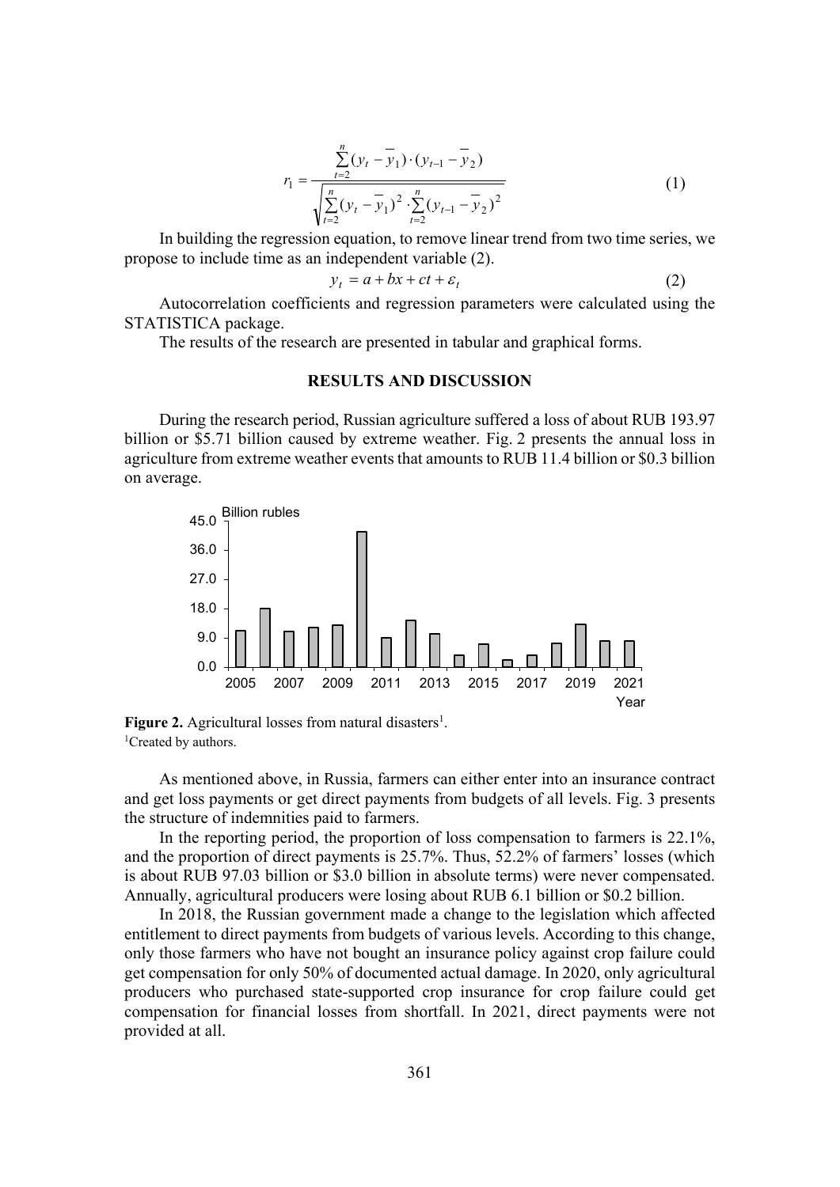$$r_1 = \frac{\sum_{t=2}^{n}(y_t - \overline{y}_1)\cdot(y_{t-1} - \overline{y}_2)}{\sqrt{\sum_{t=2}^{n}(y_t - \overline{y}_1)^2 \cdot \sum_{t=2}^{n}(y_{t-1} - \overline{y}_2)^2}} \quad (1)$$

In building the regression equation, to remove linear trend from two time series, we propose to include time as an independent variable (2).

$$y_t = a + bx + ct + \varepsilon_t \quad (2)$$

Autocorrelation coefficients and regression parameters were calculated using the STATISTICA package.

The results of the research are presented in tabular and graphical forms.

## RESULTS AND DISCUSSION

During the research period, Russian agriculture suffered a loss of about RUB 193.97 billion or \$5.71 billion caused by extreme weather. Fig. 2 presents the annual loss in agriculture from extreme weather events that amounts to RUB 11.4 billion or \$0.3 billion on average.

**Figure 2.** Agricultural losses from natural disasters[1].
[1]Created by authors.

As mentioned above, in Russia, farmers can either enter into an insurance contract and get loss payments or get direct payments from budgets of all levels. Fig. 3 presents the structure of indemnities paid to farmers.

In the reporting period, the proportion of loss compensation to farmers is 22.1%, and the proportion of direct payments is 25.7%. Thus, 52.2% of farmers' losses (which is about RUB 97.03 billion or \$3.0 billion in absolute terms) were never compensated. Annually, agricultural producers were losing about RUB 6.1 billion or \$0.2 billion.

In 2018, the Russian government made a change to the legislation which affected entitlement to direct payments from budgets of various levels. According to this change, only those farmers who have not bought an insurance policy against crop failure could get compensation for only 50% of documented actual damage. In 2020, only agricultural producers who purchased state-supported crop insurance for crop failure could get compensation for financial losses from shortfall. In 2021, direct payments were not provided at all.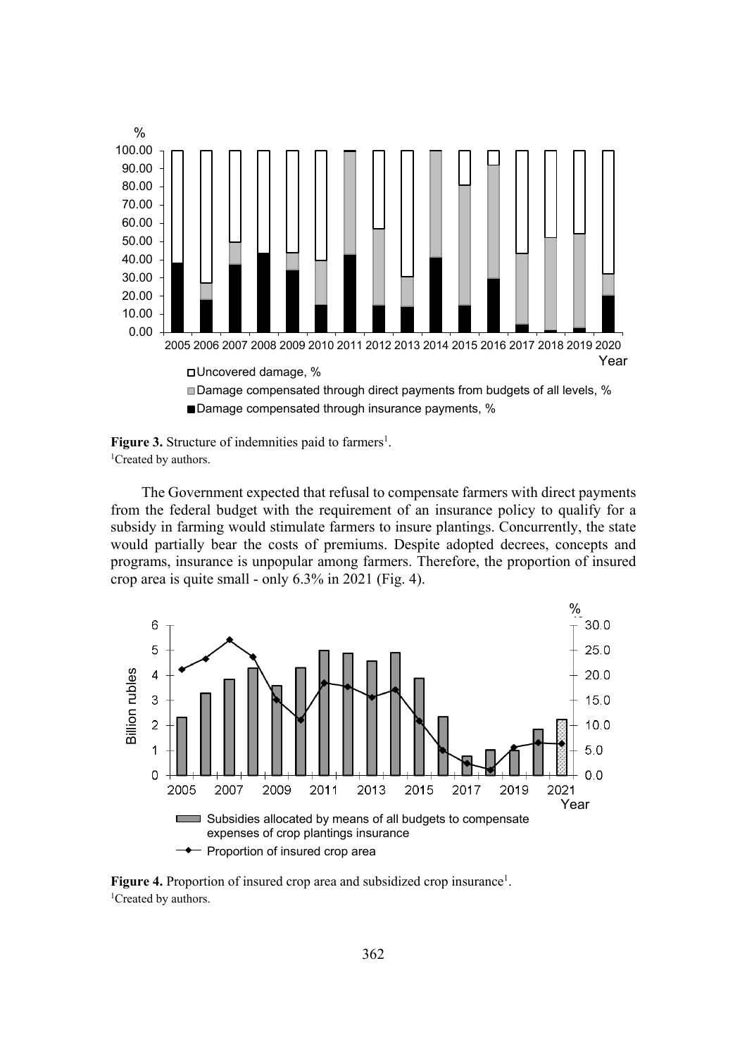**Figure 3.** Structure of indemnities paid to farmers[1].
[1]Created by authors.

The Government expected that refusal to compensate farmers with direct payments from the federal budget with the requirement of an insurance policy to qualify for a subsidy in farming would stimulate farmers to insure plantings. Concurrently, the state would partially bear the costs of premiums. Despite adopted decrees, concepts and programs, insurance is unpopular among farmers. Therefore, the proportion of insured crop area is quite small - only 6.3% in 2021 (Fig. 4).

**Figure 4.** Proportion of insured crop area and subsidized crop insurance[1].
[1]Created by authors.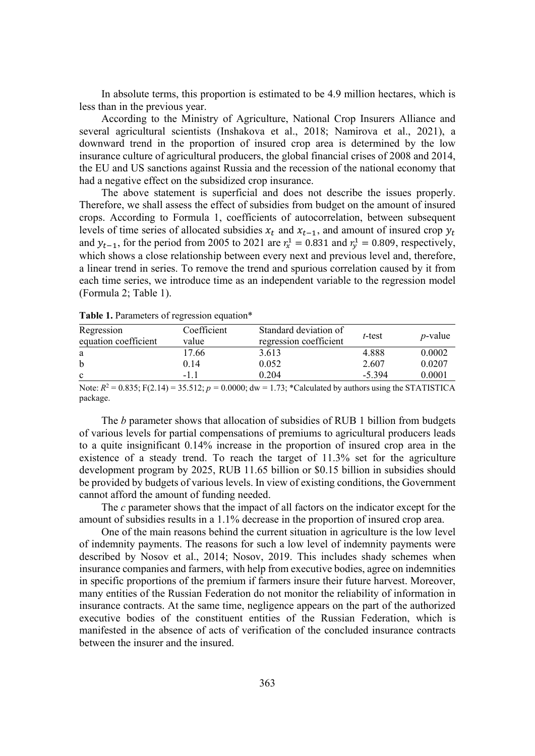In absolute terms, this proportion is estimated to be 4.9 million hectares, which is less than in the previous year.

According to the Ministry of Agriculture, National Crop Insurers Alliance and several agricultural scientists (Inshakova et al., 2018; Namirova et al., 2021), a downward trend in the proportion of insured crop area is determined by the low insurance culture of agricultural producers, the global financial crises of 2008 and 2014, the EU and US sanctions against Russia and the recession of the national economy that had a negative effect on the subsidized crop insurance.

The above statement is superficial and does not describe the issues properly. Therefore, we shall assess the effect of subsidies from budget on the amount of insured crops. According to Formula 1, coefficients of autocorrelation, between subsequent levels of time series of allocated subsidies $x_t$ and $x_{t-1}$, and amount of insured crop $y_t$ and $y_{t-1}$, for the period from 2005 to 2021 are $r_x^1 = 0.831$ and $r_y^1 = 0.809$, respectively, which shows a close relationship between every next and previous level and, therefore, a linear trend in series. To remove the trend and spurious correlation caused by it from each time series, we introduce time as an independent variable to the regression model (Formula 2; Table 1).

**Table 1.** Parameters of regression equation*

| Regression equation coefficient | Coefficient value | Standard deviation of regression coefficient | *t*-test | *p*-value |
|---|---|---|---|---|
| a | 17.66 | 3.613 | 4.888 | 0.0002 |
| b | 0.14 | 0.052 | 2.607 | 0.0207 |
| c | -1.1 | 0.204 | -5.394 | 0.0001 |

Note: $R^2 = 0.835$; $F(2.14) = 35.512$; $p = 0.0000$; dw = 1.73; *Calculated by authors using the STATISTICA package.

The *b* parameter shows that allocation of subsidies of RUB 1 billion from budgets of various levels for partial compensations of premiums to agricultural producers leads to a quite insignificant 0.14% increase in the proportion of insured crop area in the existence of a steady trend. To reach the target of 11.3% set for the agriculture development program by 2025, RUB 11.65 billion or $0.15 billion in subsidies should be provided by budgets of various levels. In view of existing conditions, the Government cannot afford the amount of funding needed.

The *c* parameter shows that the impact of all factors on the indicator except for the amount of subsidies results in a 1.1% decrease in the proportion of insured crop area.

One of the main reasons behind the current situation in agriculture is the low level of indemnity payments. The reasons for such a low level of indemnity payments were described by Nosov et al., 2014; Nosov, 2019. This includes shady schemes when insurance companies and farmers, with help from executive bodies, agree on indemnities in specific proportions of the premium if farmers insure their future harvest. Moreover, many entities of the Russian Federation do not monitor the reliability of information in insurance contracts. At the same time, negligence appears on the part of the authorized executive bodies of the constituent entities of the Russian Federation, which is manifested in the absence of acts of verification of the concluded insurance contracts between the insurer and the insured.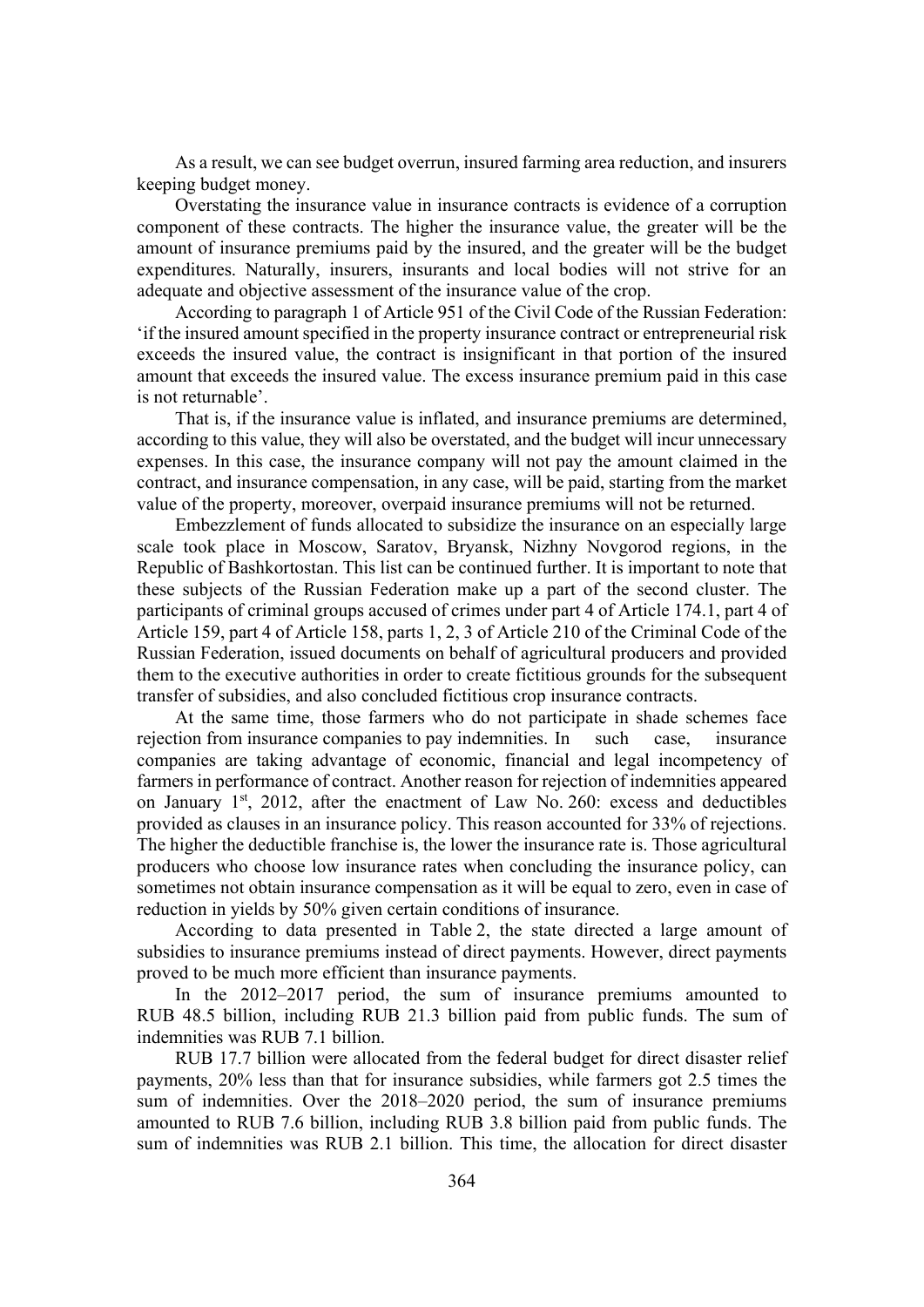As a result, we can see budget overrun, insured farming area reduction, and insurers keeping budget money.

Overstating the insurance value in insurance contracts is evidence of a corruption component of these contracts. The higher the insurance value, the greater will be the amount of insurance premiums paid by the insured, and the greater will be the budget expenditures. Naturally, insurers, insurants and local bodies will not strive for an adequate and objective assessment of the insurance value of the crop.

According to paragraph 1 of Article 951 of the Civil Code of the Russian Federation: 'if the insured amount specified in the property insurance contract or entrepreneurial risk exceeds the insured value, the contract is insignificant in that portion of the insured amount that exceeds the insured value. The excess insurance premium paid in this case is not returnable'.

That is, if the insurance value is inflated, and insurance premiums are determined, according to this value, they will also be overstated, and the budget will incur unnecessary expenses. In this case, the insurance company will not pay the amount claimed in the contract, and insurance compensation, in any case, will be paid, starting from the market value of the property, moreover, overpaid insurance premiums will not be returned.

Embezzlement of funds allocated to subsidize the insurance on an especially large scale took place in Moscow, Saratov, Bryansk, Nizhny Novgorod regions, in the Republic of Bashkortostan. This list can be continued further. It is important to note that these subjects of the Russian Federation make up a part of the second cluster. The participants of criminal groups accused of crimes under part 4 of Article 174.1, part 4 of Article 159, part 4 of Article 158, parts 1, 2, 3 of Article 210 of the Criminal Code of the Russian Federation, issued documents on behalf of agricultural producers and provided them to the executive authorities in order to create fictitious grounds for the subsequent transfer of subsidies, and also concluded fictitious crop insurance contracts.

At the same time, those farmers who do not participate in shade schemes face rejection from insurance companies to pay indemnities. In such case, insurance companies are taking advantage of economic, financial and legal incompetency of farmers in performance of contract. Another reason for rejection of indemnities appeared on January 1st, 2012, after the enactment of Law No. 260: excess and deductibles provided as clauses in an insurance policy. This reason accounted for 33% of rejections. The higher the deductible franchise is, the lower the insurance rate is. Those agricultural producers who choose low insurance rates when concluding the insurance policy, can sometimes not obtain insurance compensation as it will be equal to zero, even in case of reduction in yields by 50% given certain conditions of insurance.

According to data presented in Table 2, the state directed a large amount of subsidies to insurance premiums instead of direct payments. However, direct payments proved to be much more efficient than insurance payments.

In the 2012–2017 period, the sum of insurance premiums amounted to RUB 48.5 billion, including RUB 21.3 billion paid from public funds. The sum of indemnities was RUB 7.1 billion.

RUB 17.7 billion were allocated from the federal budget for direct disaster relief payments, 20% less than that for insurance subsidies, while farmers got 2.5 times the sum of indemnities. Over the 2018–2020 period, the sum of insurance premiums amounted to RUB 7.6 billion, including RUB 3.8 billion paid from public funds. The sum of indemnities was RUB 2.1 billion. This time, the allocation for direct disaster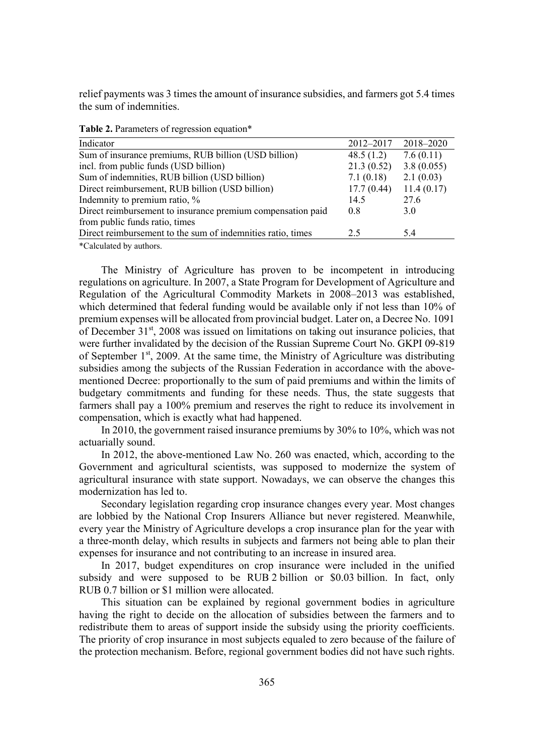relief payments was 3 times the amount of insurance subsidies, and farmers got 5.4 times the sum of indemnities.

**Table 2.** Parameters of regression equation*

| Indicator | 2012–2017 | 2018–2020 |
|---|---|---|
| Sum of insurance premiums, RUB billion (USD billion) | 48.5 (1.2) | 7.6 (0.11) |
| incl. from public funds (USD billion) | 21.3 (0.52) | 3.8 (0.055) |
| Sum of indemnities, RUB billion (USD billion) | 7.1 (0.18) | 2.1 (0.03) |
| Direct reimbursement, RUB billion (USD billion) | 17.7 (0.44) | 11.4 (0.17) |
| Indemnity to premium ratio, % | 14.5 | 27.6 |
| Direct reimbursement to insurance premium compensation paid from public funds ratio, times | 0.8 | 3.0 |
| Direct reimbursement to the sum of indemnities ratio, times | 2.5 | 5.4 |

*Calculated by authors.

The Ministry of Agriculture has proven to be incompetent in introducing regulations on agriculture. In 2007, a State Program for Development of Agriculture and Regulation of the Agricultural Commodity Markets in 2008–2013 was established, which determined that federal funding would be available only if not less than 10% of premium expenses will be allocated from provincial budget. Later on, a Decree No. 1091 of December 31st, 2008 was issued on limitations on taking out insurance policies, that were further invalidated by the decision of the Russian Supreme Court No. GKPI 09-819 of September 1st, 2009. At the same time, the Ministry of Agriculture was distributing subsidies among the subjects of the Russian Federation in accordance with the above-mentioned Decree: proportionally to the sum of paid premiums and within the limits of budgetary commitments and funding for these needs. Thus, the state suggests that farmers shall pay a 100% premium and reserves the right to reduce its involvement in compensation, which is exactly what had happened.

In 2010, the government raised insurance premiums by 30% to 10%, which was not actuarially sound.

In 2012, the above-mentioned Law No. 260 was enacted, which, according to the Government and agricultural scientists, was supposed to modernize the system of agricultural insurance with state support. Nowadays, we can observe the changes this modernization has led to.

Secondary legislation regarding crop insurance changes every year. Most changes are lobbied by the National Crop Insurers Alliance but never registered. Meanwhile, every year the Ministry of Agriculture develops a crop insurance plan for the year with a three-month delay, which results in subjects and farmers not being able to plan their expenses for insurance and not contributing to an increase in insured area.

In 2017, budget expenditures on crop insurance were included in the unified subsidy and were supposed to be RUB 2 billion or \$0.03 billion. In fact, only RUB 0.7 billion or \$1 million were allocated.

This situation can be explained by regional government bodies in agriculture having the right to decide on the allocation of subsidies between the farmers and to redistribute them to areas of support inside the subsidy using the priority coefficients. The priority of crop insurance in most subjects equaled to zero because of the failure of the protection mechanism. Before, regional government bodies did not have such rights.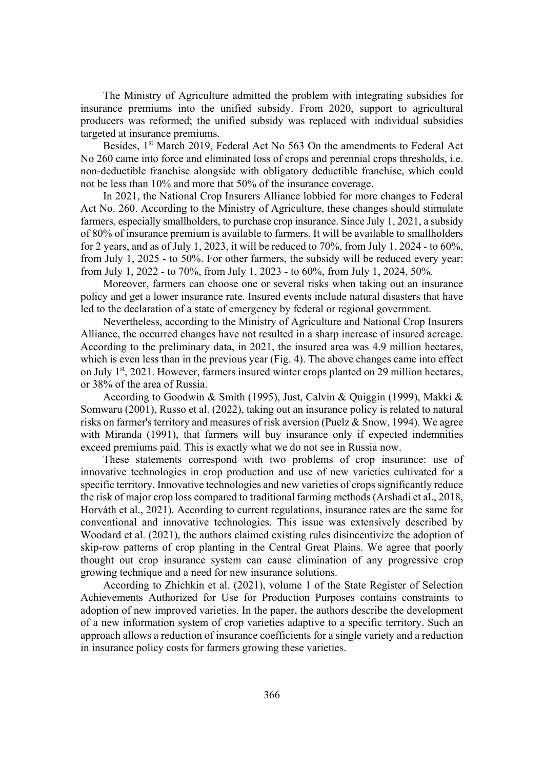The Ministry of Agriculture admitted the problem with integrating subsidies for insurance premiums into the unified subsidy. From 2020, support to agricultural producers was reformed; the unified subsidy was replaced with individual subsidies targeted at insurance premiums.

Besides, 1st March 2019, Federal Act No 563 On the amendments to Federal Act No 260 came into force and eliminated loss of crops and perennial crops thresholds, i.e. non-deductible franchise alongside with obligatory deductible franchise, which could not be less than 10% and more that 50% of the insurance coverage.

In 2021, the National Crop Insurers Alliance lobbied for more changes to Federal Act No. 260. According to the Ministry of Agriculture, these changes should stimulate farmers, especially smallholders, to purchase crop insurance. Since July 1, 2021, a subsidy of 80% of insurance premium is available to farmers. It will be available to smallholders for 2 years, and as of July 1, 2023, it will be reduced to 70%, from July 1, 2024 - to 60%, from July 1, 2025 - to 50%. For other farmers, the subsidy will be reduced every year: from July 1, 2022 - to 70%, from July 1, 2023 - to 60%, from July 1, 2024, 50%.

Moreover, farmers can choose one or several risks when taking out an insurance policy and get a lower insurance rate. Insured events include natural disasters that have led to the declaration of a state of emergency by federal or regional government.

Nevertheless, according to the Ministry of Agriculture and National Crop Insurers Alliance, the occurred changes have not resulted in a sharp increase of insured acreage. According to the preliminary data, in 2021, the insured area was 4.9 million hectares, which is even less than in the previous year (Fig. 4). The above changes came into effect on July 1st, 2021. However, farmers insured winter crops planted on 29 million hectares, or 38% of the area of Russia.

According to Goodwin & Smith (1995), Just, Calvin & Quiggin (1999), Makki & Somwaru (2001), Russo et al. (2022), taking out an insurance policy is related to natural risks on farmer's territory and measures of risk aversion (Puelz & Snow, 1994). We agree with Miranda (1991), that farmers will buy insurance only if expected indemnities exceed premiums paid. This is exactly what we do not see in Russia now.

These statements correspond with two problems of crop insurance: use of innovative technologies in crop production and use of new varieties cultivated for a specific territory. Innovative technologies and new varieties of crops significantly reduce the risk of major crop loss compared to traditional farming methods (Arshadi et al., 2018, Horváth et al., 2021). According to current regulations, insurance rates are the same for conventional and innovative technologies. This issue was extensively described by Woodard et al. (2021), the authors claimed existing rules disincentivize the adoption of skip-row patterns of crop planting in the Central Great Plains. We agree that poorly thought out crop insurance system can cause elimination of any progressive crop growing technique and a need for new insurance solutions.

According to Zhichkin et al. (2021), volume 1 of the State Register of Selection Achievements Authorized for Use for Production Purposes contains constraints to adoption of new improved varieties. In the paper, the authors describe the development of a new information system of crop varieties adaptive to a specific territory. Such an approach allows a reduction of insurance coefficients for a single variety and a reduction in insurance policy costs for farmers growing these varieties.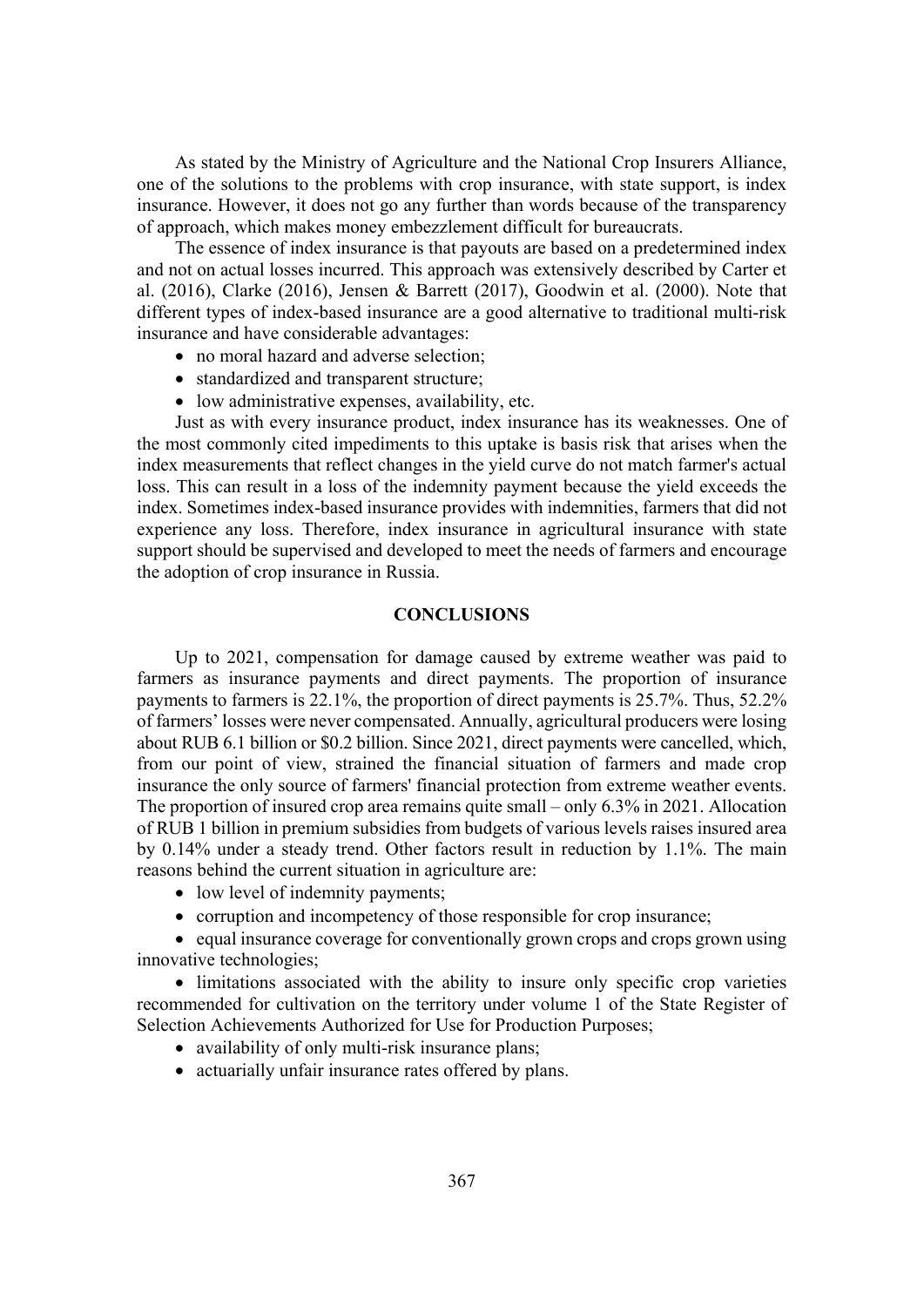As stated by the Ministry of Agriculture and the National Crop Insurers Alliance, one of the solutions to the problems with crop insurance, with state support, is index insurance. However, it does not go any further than words because of the transparency of approach, which makes money embezzlement difficult for bureaucrats.

The essence of index insurance is that payouts are based on a predetermined index and not on actual losses incurred. This approach was extensively described by Carter et al. (2016), Clarke (2016), Jensen & Barrett (2017), Goodwin et al. (2000). Note that different types of index-based insurance are a good alternative to traditional multi-risk insurance and have considerable advantages:

- no moral hazard and adverse selection;
- standardized and transparent structure;
- low administrative expenses, availability, etc.

Just as with every insurance product, index insurance has its weaknesses. One of the most commonly cited impediments to this uptake is basis risk that arises when the index measurements that reflect changes in the yield curve do not match farmer's actual loss. This can result in a loss of the indemnity payment because the yield exceeds the index. Sometimes index-based insurance provides with indemnities, farmers that did not experience any loss. Therefore, index insurance in agricultural insurance with state support should be supervised and developed to meet the needs of farmers and encourage the adoption of crop insurance in Russia.

## CONCLUSIONS

Up to 2021, compensation for damage caused by extreme weather was paid to farmers as insurance payments and direct payments. The proportion of insurance payments to farmers is 22.1%, the proportion of direct payments is 25.7%. Thus, 52.2% of farmers' losses were never compensated. Annually, agricultural producers were losing about RUB 6.1 billion or \$0.2 billion. Since 2021, direct payments were cancelled, which, from our point of view, strained the financial situation of farmers and made crop insurance the only source of farmers' financial protection from extreme weather events. The proportion of insured crop area remains quite small – only 6.3% in 2021. Allocation of RUB 1 billion in premium subsidies from budgets of various levels raises insured area by 0.14% under a steady trend. Other factors result in reduction by 1.1%. The main reasons behind the current situation in agriculture are:

- low level of indemnity payments;
- corruption and incompetency of those responsible for crop insurance;
- equal insurance coverage for conventionally grown crops and crops grown using innovative technologies;
- limitations associated with the ability to insure only specific crop varieties recommended for cultivation on the territory under volume 1 of the State Register of Selection Achievements Authorized for Use for Production Purposes;
- availability of only multi-risk insurance plans;
- actuarially unfair insurance rates offered by plans.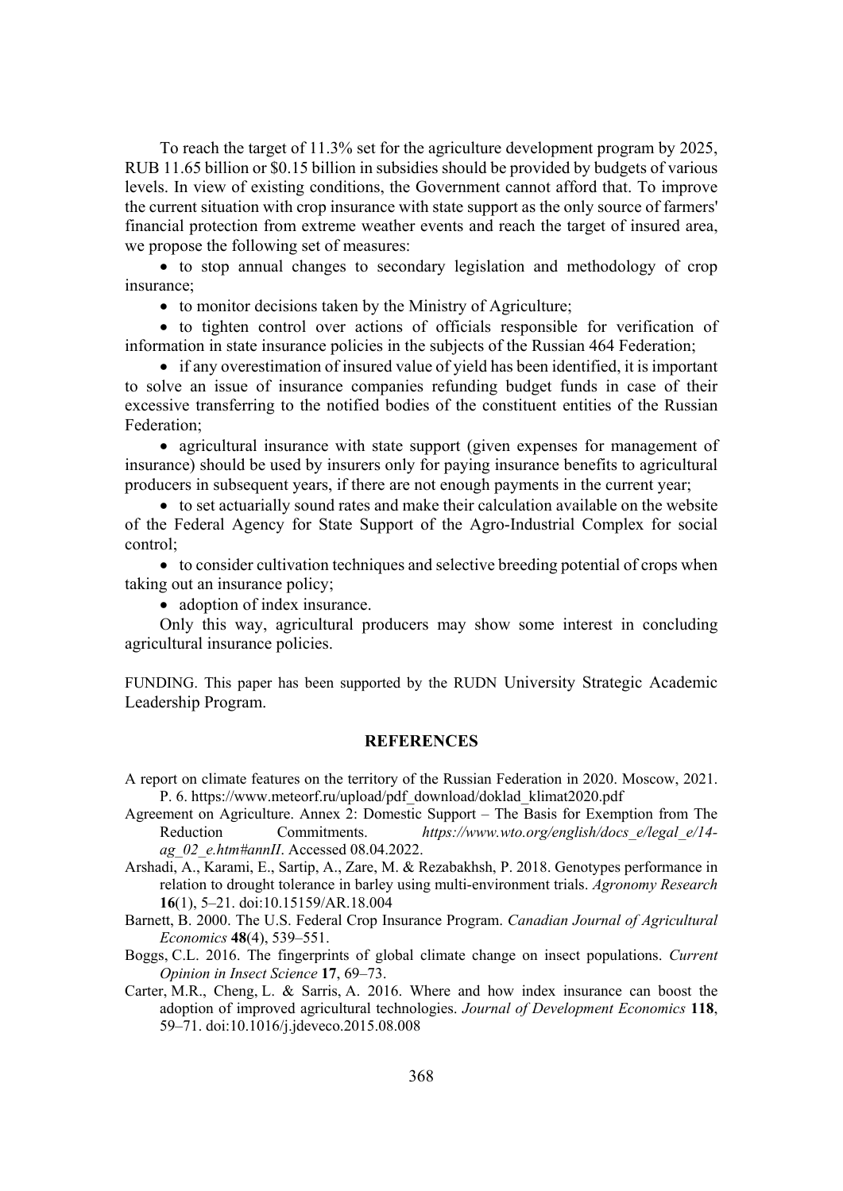To reach the target of 11.3% set for the agriculture development program by 2025, RUB 11.65 billion or $0.15 billion in subsidies should be provided by budgets of various levels. In view of existing conditions, the Government cannot afford that. To improve the current situation with crop insurance with state support as the only source of farmers' financial protection from extreme weather events and reach the target of insured area, we propose the following set of measures:

- to stop annual changes to secondary legislation and methodology of crop insurance;
- to monitor decisions taken by the Ministry of Agriculture;
- to tighten control over actions of officials responsible for verification of information in state insurance policies in the subjects of the Russian 464 Federation;
- if any overestimation of insured value of yield has been identified, it is important to solve an issue of insurance companies refunding budget funds in case of their excessive transferring to the notified bodies of the constituent entities of the Russian Federation;
- agricultural insurance with state support (given expenses for management of insurance) should be used by insurers only for paying insurance benefits to agricultural producers in subsequent years, if there are not enough payments in the current year;
- to set actuarially sound rates and make their calculation available on the website of the Federal Agency for State Support of the Agro-Industrial Complex for social control;
- to consider cultivation techniques and selective breeding potential of crops when taking out an insurance policy;
- adoption of index insurance.

Only this way, agricultural producers may show some interest in concluding agricultural insurance policies.

FUNDING. This paper has been supported by the RUDN University Strategic Academic Leadership Program.

## REFERENCES

A report on climate features on the territory of the Russian Federation in 2020. Moscow, 2021. P. 6. https://www.meteorf.ru/upload/pdf_download/doklad_klimat2020.pdf

Agreement on Agriculture. Annex 2: Domestic Support – The Basis for Exemption from The Reduction Commitments. *https://www.wto.org/english/docs_e/legal_e/14-ag_02_e.htm#annII*. Accessed 08.04.2022.

Arshadi, A., Karami, E., Sartip, A., Zare, M. & Rezabakhsh, P. 2018. Genotypes performance in relation to drought tolerance in barley using multi-environment trials. *Agronomy Research* **16**(1), 5–21. doi:10.15159/AR.18.004

Barnett, B. 2000. The U.S. Federal Crop Insurance Program. *Canadian Journal of Agricultural Economics* **48**(4), 539–551.

Boggs, C.L. 2016. The fingerprints of global climate change on insect populations. *Current Opinion in Insect Science* **17**, 69–73.

Carter, M.R., Cheng, L. & Sarris, A. 2016. Where and how index insurance can boost the adoption of improved agricultural technologies. *Journal of Development Economics* **118**, 59–71. doi:10.1016/j.jdeveco.2015.08.008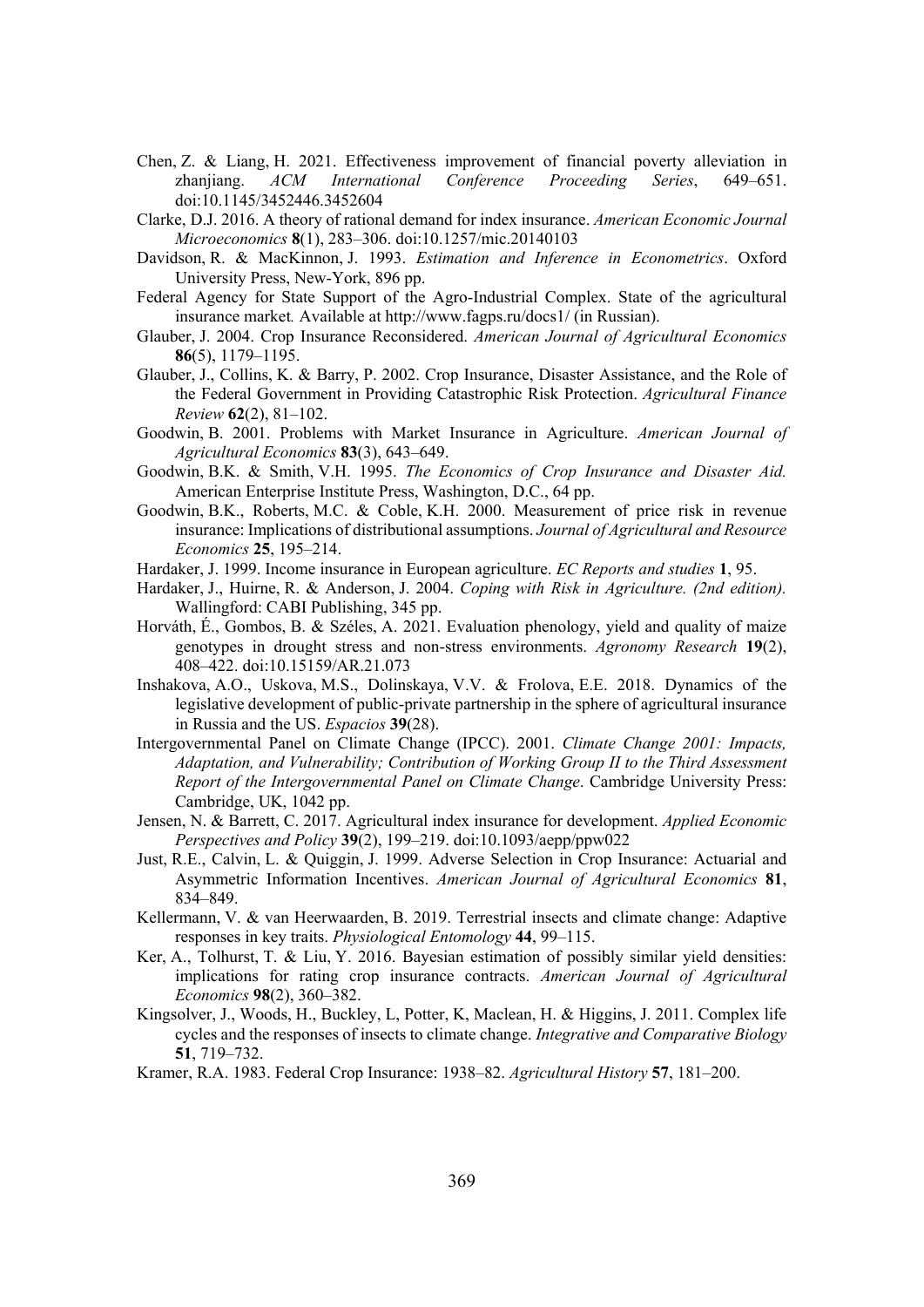Chen, Z. & Liang, H. 2021. Effectiveness improvement of financial poverty alleviation in zhanjiang. *ACM International Conference Proceeding Series*, 649–651. doi:10.1145/3452446.3452604

Clarke, D.J. 2016. A theory of rational demand for index insurance. *American Economic Journal Microeconomics* **8**(1), 283–306. doi:10.1257/mic.20140103

Davidson, R. & MacKinnon, J. 1993. *Estimation and Inference in Econometrics*. Oxford University Press, New-York, 896 pp.

Federal Agency for State Support of the Agro-Industrial Complex. State of the agricultural insurance market*.* Available at http://www.fagps.ru/docs1/ (in Russian).

Glauber, J. 2004. Crop Insurance Reconsidered. *American Journal of Agricultural Economics* **86**(5), 1179–1195.

Glauber, J., Collins, K. & Barry, P. 2002. Crop Insurance, Disaster Assistance, and the Role of the Federal Government in Providing Catastrophic Risk Protection. *Agricultural Finance Review* **62**(2), 81–102.

Goodwin, B. 2001. Problems with Market Insurance in Agriculture. *American Journal of Agricultural Economics* **83**(3), 643–649.

Goodwin, B.K. & Smith, V.H. 1995. *The Economics of Crop Insurance and Disaster Aid.* American Enterprise Institute Press, Washington, D.C., 64 pp.

Goodwin, B.K., Roberts, M.C. & Coble, K.H. 2000. Measurement of price risk in revenue insurance: Implications of distributional assumptions. *Journal of Agricultural and Resource Economics* **25**, 195–214.

Hardaker, J. 1999. Income insurance in European agriculture. *EC Reports and studies* **1**, 95.

Hardaker, J., Huirne, R. & Anderson, J. 2004. *Coping with Risk in Agriculture. (2nd edition).* Wallingford: CABI Publishing, 345 pp.

Horváth, É., Gombos, B. & Széles, A. 2021. Evaluation phenology, yield and quality of maize genotypes in drought stress and non-stress environments. *Agronomy Research* **19**(2), 408–422. doi:10.15159/AR.21.073

Inshakova, A.O., Uskova, M.S., Dolinskaya, V.V. & Frolova, E.E. 2018. Dynamics of the legislative development of public-private partnership in the sphere of agricultural insurance in Russia and the US. *Espacios* **39**(28).

Intergovernmental Panel on Climate Change (IPCC). 2001. *Climate Change 2001: Impacts, Adaptation, and Vulnerability; Contribution of Working Group II to the Third Assessment Report of the Intergovernmental Panel on Climate Change*. Cambridge University Press: Cambridge, UK, 1042 pp.

Jensen, N. & Barrett, C. 2017. Agricultural index insurance for development. *Applied Economic Perspectives and Policy* **39**(2), 199–219. doi:10.1093/aepp/ppw022

Just, R.E., Calvin, L. & Quiggin, J. 1999. Adverse Selection in Crop Insurance: Actuarial and Asymmetric Information Incentives. *American Journal of Agricultural Economics* **81**, 834–849.

Kellermann, V. & van Heerwaarden, B. 2019. Terrestrial insects and climate change: Adaptive responses in key traits. *Physiological Entomology* **44**, 99–115.

Ker, A., Tolhurst, T. & Liu, Y. 2016. Bayesian estimation of possibly similar yield densities: implications for rating crop insurance contracts. *American Journal of Agricultural Economics* **98**(2), 360–382.

Kingsolver, J., Woods, H., Buckley, L, Potter, K, Maclean, H. & Higgins, J. 2011. Complex life cycles and the responses of insects to climate change. *Integrative and Comparative Biology* **51**, 719–732.

Kramer, R.A. 1983. Federal Crop Insurance: 1938–82. *Agricultural History* **57**, 181–200.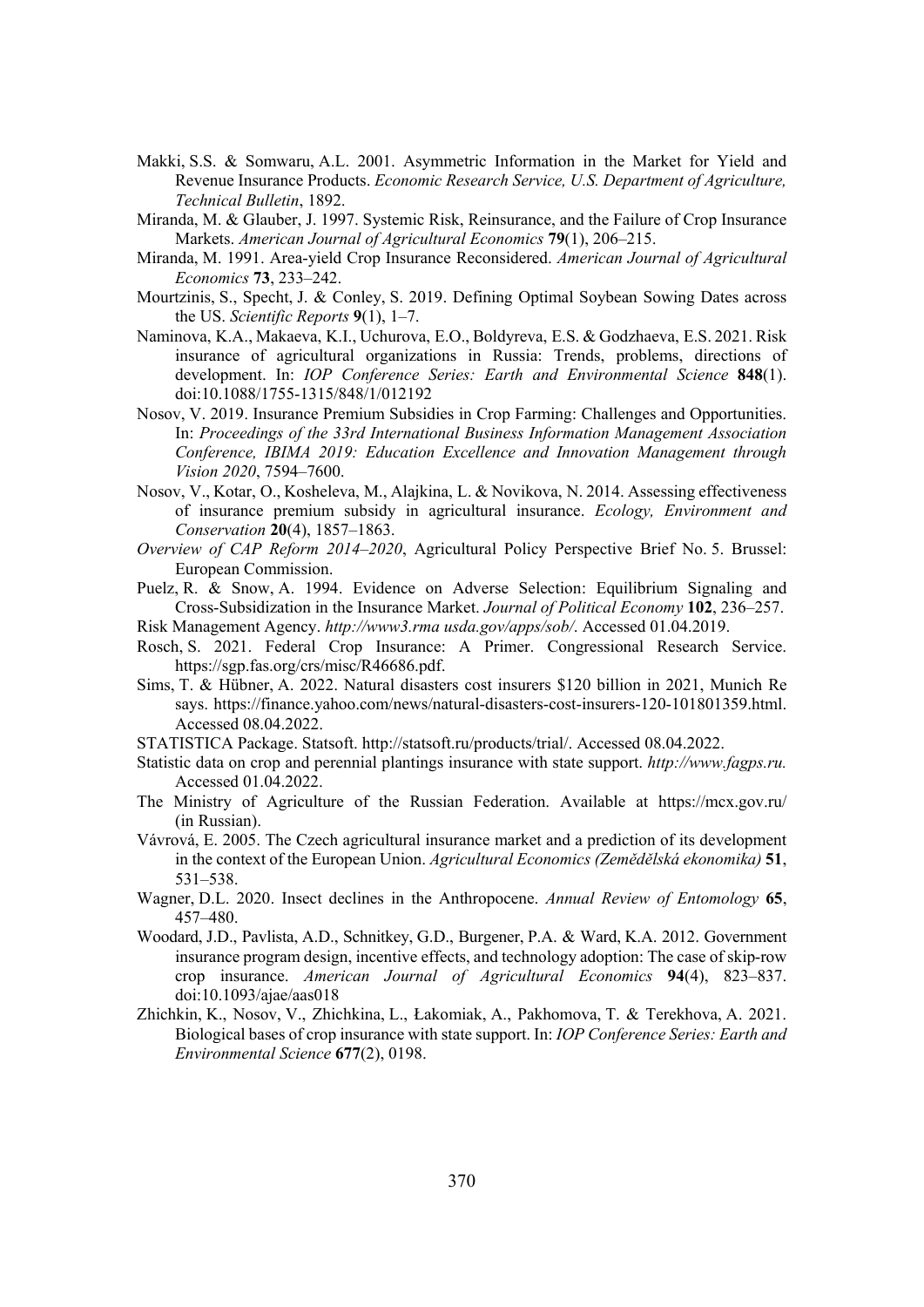Makki, S.S. & Somwaru, A.L. 2001. Asymmetric Information in the Market for Yield and Revenue Insurance Products. *Economic Research Service, U.S. Department of Agriculture, Technical Bulletin*, 1892.

Miranda, M. & Glauber, J. 1997. Systemic Risk, Reinsurance, and the Failure of Crop Insurance Markets. *American Journal of Agricultural Economics* **79**(1), 206–215.

Miranda, M. 1991. Area-yield Crop Insurance Reconsidered. *American Journal of Agricultural Economics* **73**, 233–242.

Mourtzinis, S., Specht, J. & Conley, S. 2019. Defining Optimal Soybean Sowing Dates across the US. *Scientific Reports* **9**(1), 1–7.

Naminova, K.A., Makaeva, K.I., Uchurova, E.O., Boldyreva, E.S. & Godzhaeva, E.S. 2021. Risk insurance of agricultural organizations in Russia: Trends, problems, directions of development. In: *IOP Conference Series: Earth and Environmental Science* **848**(1). doi:10.1088/1755-1315/848/1/012192

Nosov, V. 2019. Insurance Premium Subsidies in Crop Farming: Challenges and Opportunities. In: *Proceedings of the 33rd International Business Information Management Association Conference, IBIMA 2019: Education Excellence and Innovation Management through Vision 2020*, 7594–7600.

Nosov, V., Kotar, O., Kosheleva, M., Alajkina, L. & Novikova, N. 2014. Assessing effectiveness of insurance premium subsidy in agricultural insurance. *Ecology, Environment and Conservation* **20**(4), 1857–1863.

*Overview of CAP Reform 2014–2020*, Agricultural Policy Perspective Brief No. 5. Brussel: European Commission.

Puelz, R. & Snow, A. 1994. Evidence on Adverse Selection: Equilibrium Signaling and Cross-Subsidization in the Insurance Market. *Journal of Political Economy* **102**, 236–257.

Risk Management Agency. *http://www3.rma usda.gov/apps/sob/*. Accessed 01.04.2019.

Rosch, S. 2021. Federal Crop Insurance: A Primer. Congressional Research Service. https://sgp.fas.org/crs/misc/R46686.pdf.

Sims, T. & Hübner, A. 2022. Natural disasters cost insurers $120 billion in 2021, Munich Re says. https://finance.yahoo.com/news/natural-disasters-cost-insurers-120-101801359.html. Accessed 08.04.2022.

STATISTICA Package. Statsoft. http://statsoft.ru/products/trial/. Accessed 08.04.2022.

Statistic data on crop and perennial plantings insurance with state support. *http://www.fagps.ru.* Accessed 01.04.2022.

The Ministry of Agriculture of the Russian Federation. Available at https://mcx.gov.ru/ (in Russian).

Vávrová, E. 2005. The Czech agricultural insurance market and a prediction of its development in the context of the European Union. *Agricultural Economics (Zemědělská ekonomika)* **51**, 531–538.

Wagner, D.L. 2020. Insect declines in the Anthropocene. *Annual Review of Entomology* **65**, 457–480.

Woodard, J.D., Pavlista, A.D., Schnitkey, G.D., Burgener, P.A. & Ward, K.A. 2012. Government insurance program design, incentive effects, and technology adoption: The case of skip-row crop insurance. *American Journal of Agricultural Economics* **94**(4), 823–837. doi:10.1093/ajae/aas018

Zhichkin, K., Nosov, V., Zhichkina, L., Łakomiak, A., Pakhomova, T. & Terekhova, A. 2021. Biological bases of crop insurance with state support. In: *IOP Conference Series: Earth and Environmental Science* **677**(2), 0198.